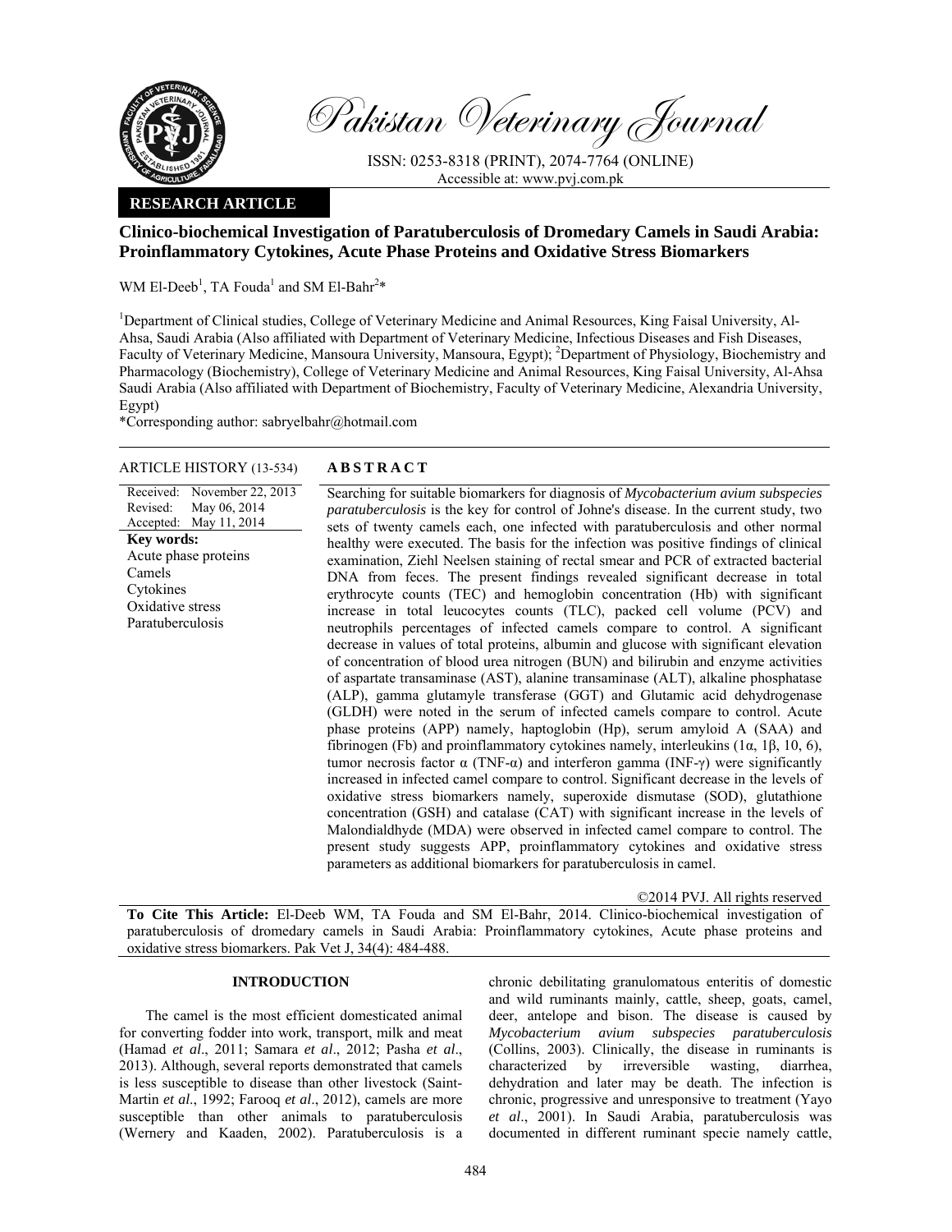Pakistan Veterinary Journal

ISSN: 0253-8318 (PRINT), 2074-7764 (ONLINE)
Accessible at: www.pvj.com.pk

**RESEARCH ARTICLE**

# Clinico-biochemical Investigation of Paratuberculosis of Dromedary Camels in Saudi Arabia: Proinflammatory Cytokines, Acute Phase Proteins and Oxidative Stress Biomarkers

WM El-Deeb[1], TA Fouda[1] and SM El-Bahr[2]*

[1]Department of Clinical studies, College of Veterinary Medicine and Animal Resources, King Faisal University, Al-Ahsa, Saudi Arabia (Also affiliated with Department of Veterinary Medicine, Infectious Diseases and Fish Diseases, Faculty of Veterinary Medicine, Mansoura University, Mansoura, Egypt); [2]Department of Physiology, Biochemistry and Pharmacology (Biochemistry), College of Veterinary Medicine and Animal Resources, King Faisal University, Al-Ahsa Saudi Arabia (Also affiliated with Department of Biochemistry, Faculty of Veterinary Medicine, Alexandria University, Egypt)

*Corresponding author: sabryelbahr@hotmail.com

**ARTICLE HISTORY** (13-534)

Received: November 22, 2013
Revised: May 06, 2014
Accepted: May 11, 2014

**Key words:**
Acute phase proteins
Camels
Cytokines
Oxidative stress
Paratuberculosis

**ABSTRACT**

Searching for suitable biomarkers for diagnosis of *Mycobacterium avium subspecies paratuberculosis* is the key for control of Johne's disease. In the current study, two sets of twenty camels each, one infected with paratuberculosis and other normal healthy were executed. The basis for the infection was positive findings of clinical examination, Ziehl Neelsen staining of rectal smear and PCR of extracted bacterial DNA from feces. The present findings revealed significant decrease in total erythrocyte counts (TEC) and hemoglobin concentration (Hb) with significant increase in total leucocytes counts (TLC), packed cell volume (PCV) and neutrophils percentages of infected camels compare to control. A significant decrease in values of total proteins, albumin and glucose with significant elevation of concentration of blood urea nitrogen (BUN) and bilirubin and enzyme activities of aspartate transaminase (AST), alanine transaminase (ALT), alkaline phosphatase (ALP), gamma glutamyle transferase (GGT) and Glutamic acid dehydrogenase (GLDH) were noted in the serum of infected camels compare to control. Acute phase proteins (APP) namely, haptoglobin (Hp), serum amyloid A (SAA) and fibrinogen (Fb) and proinflammatory cytokines namely, interleukins (1α, 1β, 10, 6), tumor necrosis factor α (TNF-α) and interferon gamma (INF-γ) were significantly increased in infected camel compare to control. Significant decrease in the levels of oxidative stress biomarkers namely, superoxide dismutase (SOD), glutathione concentration (GSH) and catalase (CAT) with significant increase in the levels of Malondialdhyde (MDA) were observed in infected camel compare to control. The present study suggests APP, proinflammatory cytokines and oxidative stress parameters as additional biomarkers for paratuberculosis in camel.

©2014 PVJ. All rights reserved

**To Cite This Article:** El-Deeb WM, TA Fouda and SM El-Bahr, 2014. Clinico-biochemical investigation of paratuberculosis of dromedary camels in Saudi Arabia: Proinflammatory cytokines, Acute phase proteins and oxidative stress biomarkers. Pak Vet J, 34(4): 484-488.

## INTRODUCTION

The camel is the most efficient domesticated animal for converting fodder into work, transport, milk and meat (Hamad *et al*., 2011; Samara *et al*., 2012; Pasha *et al*., 2013). Although, several reports demonstrated that camels is less susceptible to disease than other livestock (Saint-Martin *et al*., 1992; Farooq *et al*., 2012), camels are more susceptible than other animals to paratuberculosis (Wernery and Kaaden, 2002). Paratuberculosis is a chronic debilitating granulomatous enteritis of domestic and wild ruminants mainly, cattle, sheep, goats, camel, deer, antelope and bison. The disease is caused by *Mycobacterium avium subspecies paratuberculosis* (Collins, 2003). Clinically, the disease in ruminants is characterized by irreversible wasting, diarrhea, dehydration and later may be death. The infection is chronic, progressive and unresponsive to treatment (Yayo *et al*., 2001). In Saudi Arabia, paratuberculosis was documented in different ruminant specie namely cattle,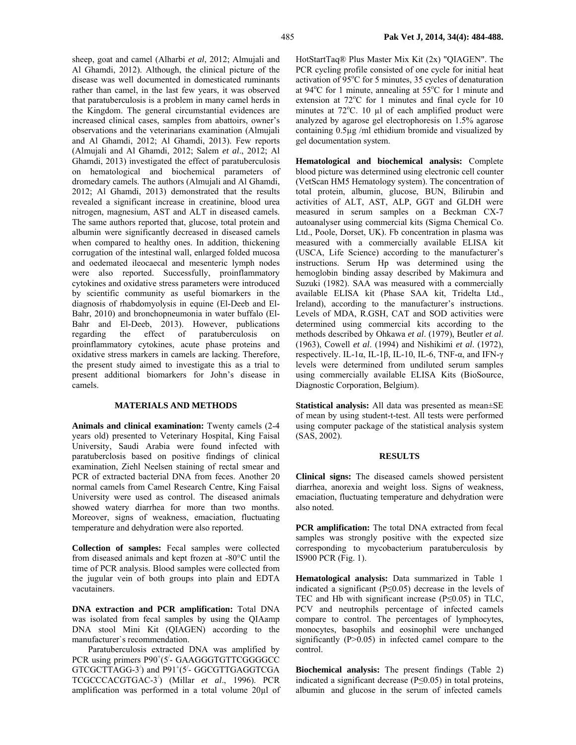sheep, goat and camel (Alharbi *et al*, 2012; Almujali and Al Ghamdi, 2012). Although, the clinical picture of the disease was well documented in domesticated ruminants rather than camel, in the last few years, it was observed that paratuberculosis is a problem in many camel herds in the Kingdom. The general circumstantial evidences are increased clinical cases, samples from abattoirs, owner's observations and the veterinarians examination (Almujali and Al Ghamdi, 2012; Al Ghamdi, 2013). Few reports (Almujali and Al Ghamdi, 2012; Salem *et al*., 2012; Al Ghamdi, 2013) investigated the effect of paratuberculosis on hematological and biochemical parameters of dromedary camels. The authors (Almujali and Al Ghamdi, 2012; Al Ghamdi, 2013) demonstrated that the results revealed a significant increase in creatinine, blood urea nitrogen, magnesium, AST and ALT in diseased camels. The same authors reported that, glucose, total protein and albumin were significantly decreased in diseased camels when compared to healthy ones. In addition, thickening corrugation of the intestinal wall, enlarged folded mucosa and oedemated ileocaecal and mesenteric lymph nodes were also reported. Successfully, proinflammatory cytokines and oxidative stress parameters were introduced by scientific community as useful biomarkers in the diagnosis of rhabdomyolysis in equine (El-Deeb and El-Bahr, 2010) and bronchopneumonia in water buffalo (El-Bahr and El-Deeb, 2013). However, publications regarding the effect of paratuberculosis on proinflammatory cytokines, acute phase proteins and oxidative stress markers in camels are lacking. Therefore, the present study aimed to investigate this as a trial to present additional biomarkers for John's disease in camels.

## MATERIALS AND METHODS

**Animals and clinical examination:** Twenty camels (2-4 years old) presented to Veterinary Hospital, King Faisal University, Saudi Arabia were found infected with paratuberclosis based on positive findings of clinical examination, Ziehl Neelsen staining of rectal smear and PCR of extracted bacterial DNA from feces. Another 20 normal camels from Camel Research Centre, King Faisal University were used as control. The diseased animals showed watery diarrhea for more than two months. Moreover, signs of weakness, emaciation, fluctuating temperature and dehydration were also reported.

**Collection of samples:** Fecal samples were collected from diseased animals and kept frozen at -80°C until the time of PCR analysis. Blood samples were collected from the jugular vein of both groups into plain and EDTA vacutainers.

**DNA extraction and PCR amplification:** Total DNA was isolated from fecal samples by using the QIAamp DNA stool Mini Kit (QIAGEN) according to the manufacturer`s recommendation.

Paratuberculosis extracted DNA was amplified by PCR using primers P90⁺(5′- GAAGGGTGTTCGGGGCC GTCGCTTAGG-3′) and P91⁺(5′- GGCGTTGAGGTCGA TCGCCCACGTGAC-3′) (Millar *et al*., 1996). PCR amplification was performed in a total volume 20µl of HotStartTaq® Plus Master Mix Kit (2x) "QIAGEN". The PCR cycling profile consisted of one cycle for initial heat activation of 95°C for 5 minutes, 35 cycles of denaturation at 94°C for 1 minute, annealing at 55°C for 1 minute and extension at 72°C for 1 minutes and final cycle for 10 minutes at 72°C. 10 µl of each amplified product were analyzed by agarose gel electrophoresis on 1.5% agarose containing 0.5µg /ml ethidium bromide and visualized by gel documentation system.

**Hematological and biochemical analysis:** Complete blood picture was determined using electronic cell counter (VetScan HM5 Hematology system). The concentration of total protein, albumin, glucose, BUN, Bilirubin and activities of ALT, AST, ALP, GGT and GLDH were measured in serum samples on a Beckman CX-7 autoanalyser using commercial kits (Sigma Chemical Co. Ltd., Poole, Dorset, UK). Fb concentration in plasma was measured with a commercially available ELISA kit (USCA, Life Science) according to the manufacturer's instructions. Serum Hp was determined using the hemoglobin binding assay described by Makimura and Suzuki (1982). SAA was measured with a commercially available ELISA kit (Phase SAA kit, Tridelta Ltd., Ireland), according to the manufacturer's instructions. Levels of MDA, R.GSH, CAT and SOD activities were determined using commercial kits according to the methods described by Ohkawa *et al*. (1979), Beutler *et al*. (1963), Cowell *et al*. (1994) and Nishikimi *et al*. (1972), respectively. IL-1α, IL-1β, IL-10, IL-6, TNF-α, and IFN-γ levels were determined from undiluted serum samples using commercially available ELISA Kits (BioSource, Diagnostic Corporation, Belgium).

**Statistical analysis:** All data was presented as mean±SE of mean by using student-t-test. All tests were performed using computer package of the statistical analysis system (SAS, 2002).

## RESULTS

**Clinical signs:** The diseased camels showed persistent diarrhea, anorexia and weight loss. Signs of weakness, emaciation, fluctuating temperature and dehydration were also noted.

**PCR amplification:** The total DNA extracted from fecal samples was strongly positive with the expected size corresponding to mycobacterium paratuberculosis by IS900 PCR (Fig. 1).

**Hematological analysis:** Data summarized in Table 1 indicated a significant ($P \leq 0.05$) decrease in the levels of TEC and Hb with significant increase ($P \leq 0.05$) in TLC, PCV and neutrophils percentage of infected camels compare to control. The percentages of lymphocytes, monocytes, basophils and eosinophil were unchanged significantly ($P > 0.05$) in infected camel compare to the control.

**Biochemical analysis:** The present findings (Table 2) indicated a significant decrease ($P \leq 0.05$) in total proteins, albumin and glucose in the serum of infected camels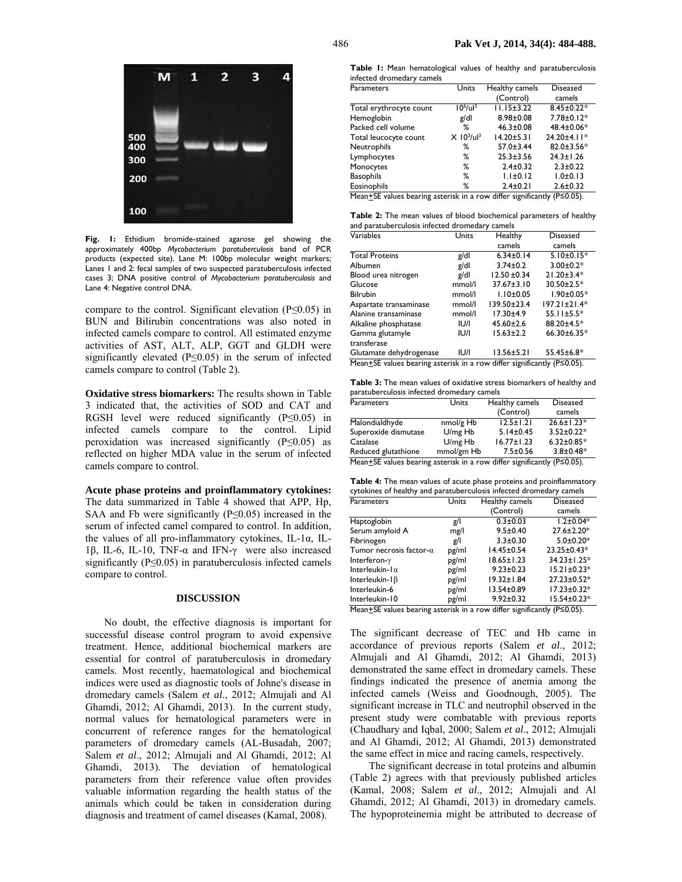**Fig. 1:** Ethidium bromide-stained agarose gel showing the approximately 400bp *Mycobacterium paratuberculosis* band of PCR products (expected site). Lane M: 100bp molecular weight markers; Lanes 1 and 2: fecal samples of two suspected paratuberculosis infected cases 3; DNA positive control of *Mycobacterium paratuberculosis* and Lane 4: Negative control DNA.

compare to the control. Significant elevation ($P \leq 0.05$) in BUN and Bilirubin concentrations was also noted in infected camels compare to control. All estimated enzyme activities of AST, ALT, ALP, GGT and GLDH were significantly elevated ($P \leq 0.05$) in the serum of infected camels compare to control (Table 2).

**Oxidative stress biomarkers:** The results shown in Table 3 indicated that, the activities of SOD and CAT and RGSH level were reduced significantly ($P \leq 0.05$) in infected camels compare to the control. Lipid peroxidation was increased significantly ($P \leq 0.05$) as reflected on higher MDA value in the serum of infected camels compare to control.

**Acute phase proteins and proinflammatory cytokines:** The data summarized in Table 4 showed that APP, Hp, SAA and Fb were significantly ($P \leq 0.05$) increased in the serum of infected camel compared to control. In addition, the values of all pro-inflammatory cytokines, IL-1α, IL-1β, IL-6, IL-10, TNF-α and IFN-γ were also increased significantly ($P \leq 0.05$) in paratuberculosis infected camels compare to control.

## DISCUSSION

No doubt, the effective diagnosis is important for successful disease control program to avoid expensive treatment. Hence, additional biochemical markers are essential for control of paratuberculosis in dromedary camels. Most recently, haematological and biochemical indices were used as diagnostic tools of Johne's disease in dromedary camels (Salem *et al*., 2012; Almujali and Al Ghamdi, 2012; Al Ghamdi, 2013). In the current study, normal values for hematological parameters were in concurrent of reference ranges for the hematological parameters of dromedary camels (AL-Busadah, 2007; Salem *et al*., 2012; Almujali and Al Ghamdi, 2012; Al Ghamdi, 2013). The deviation of hematological parameters from their reference value often provides valuable information regarding the health status of the animals which could be taken in consideration during diagnosis and treatment of camel diseases (Kamal, 2008).

**Table 1:** Mean hematological values of healthy and paratuberculosis infected dromedary camels

| Parameters | Units | Healthy camels (Control) | Diseased camels |
|---|---|---|---|
| Total erythrocyte count | $10^6$/ul$^3$ | 11.15±3.22 | 8.45±0.22* |
| Hemoglobin | g/dl | 8.98±0.08 | 7.78±0.12* |
| Packed cell volume | % | 46.3±0.08 | 48.4±0.06* |
| Total leucocyte count | X $10^3$/ul$^3$ | 14.20±5.31 | 24.20±4.11* |
| Neutrophils | % | 57.0±3.44 | 82.0±3.56* |
| Lymphocytes | % | 25.3±3.56 | 24.3±1.26 |
| Monocytes | % | 2.4±0.32 | 2.3±0.22 |
| Basophils | % | 1.1±0.12 | 1.0±0.13 |
| Eosinophils | % | 2.4±0.21 | 2.6±0.32 |

Mean±SE values bearing asterisk in a row differ significantly ($P \leq 0.05$).

**Table 2:** The mean values of blood biochemical parameters of healthy and paratuberculosis infected dromedary camels

| Variables | Units | Healthy camels | Diseased camels |
|---|---|---|---|
| Total Proteins | g/dl | 6.34±0.14 | 5.10±0.15* |
| Albumen | g/dl | 3.74±0.2 | 3.00±0.2* |
| Blood urea nitrogen | g/dl | 12.50 ±0.34 | 21.20±3.4* |
| Glucose | mmol/l | 37.67±3.10 | 30.50±2.5* |
| Bilrubin | mmol/l | 1.10±0.05 | 1.90±0.05* |
| Aspartate transaminase | mmol/l | 139.50±23.4 | 197.21±21.4* |
| Alanine transaminase | mmol/l | 17.30±4.9 | 55.11±5.5* |
| Alkaline phosphatase | IU/l | 45.60±2.6 | 88.20±4.5* |
| Gamma glutamyle transferase | IU/l | 15.63±2.2 | 66.30±6.35* |
| Glutamate dehydrogenase | IU/l | 13.56±5.21 | 55.45±6.8* |

Mean±SE values bearing asterisk in a row differ significantly ($P \leq 0.05$).

**Table 3:** The mean values of oxidative stress biomarkers of healthy and paratuberculosis infected dromedary camels

| Parameters | Units | Healthy camels (Control) | Diseased camels |
|---|---|---|---|
| Malondialdhyde | nmol/g Hb | 12.5±1.21 | 26.6±1.23* |
| Superoxide dismutase | U/mg Hb | 5.14±0.45 | 3.52±0.22* |
| Catalase | U/mg Hb | 16.77±1.23 | 6.32±0.85* |
| Reduced glutathione | mmol/gm Hb | 7.5±0.56 | 3.8±0.48* |

Mean±SE values bearing asterisk in a row differ significantly ($P \leq 0.05$).

**Table 4:** The mean values of acute phase proteins and proinflammatory cytokines of healthy and paratuberculosis infected dromedary camels

| Parameters | Units | Healthy camels (Control) | Diseased camels |
|---|---|---|---|
| Haptoglobin | g/l | 0.3±0.03 | 1.2±0.04* |
| Serum amyloid A | mg/l | 9.5±0.40 | 27.6±2.20* |
| Fibrinogen | g/l | 3.3±0.30 | 5.0±0.20* |
| Tumor necrosis factor-α | pg/ml | 14.45±0.54 | 23.25±0.43* |
| Interferon-γ | pg/ml | 18.65±1.23 | 34.23±1.25* |
| Interleukin-1α | pg/ml | 9.23±0.23 | 15.21±0.23* |
| Interleukin-1β | pg/ml | 19.32±1.84 | 27.23±0.52* |
| Interleukin-6 | pg/ml | 13.54±0.89 | 17.23±0.32* |
| Interleukin-10 | pg/ml | 9.92±0.32 | 15.54±0.23* |

Mean±SE values bearing asterisk in a row differ significantly ($P \leq 0.05$).

The significant decrease of TEC and Hb came in accordance of previous reports (Salem *et al*., 2012; Almujali and Al Ghamdi, 2012; Al Ghamdi, 2013) demonstrated the same effect in dromedary camels. These findings indicated the presence of anemia among the infected camels (Weiss and Goodnough, 2005). The significant increase in TLC and neutrophil observed in the present study were combatable with previous reports (Chaudhary and Iqbal, 2000; Salem *et al*., 2012; Almujali and Al Ghamdi, 2012; Al Ghamdi, 2013) demonstrated the same effect in mice and racing camels, respectively.

The significant decrease in total proteins and albumin (Table 2) agrees with that previously published articles (Kamal, 2008; Salem *et al*., 2012; Almujali and Al Ghamdi, 2012; Al Ghamdi, 2013) in dromedary camels. The hypoproteinemia might be attributed to decrease of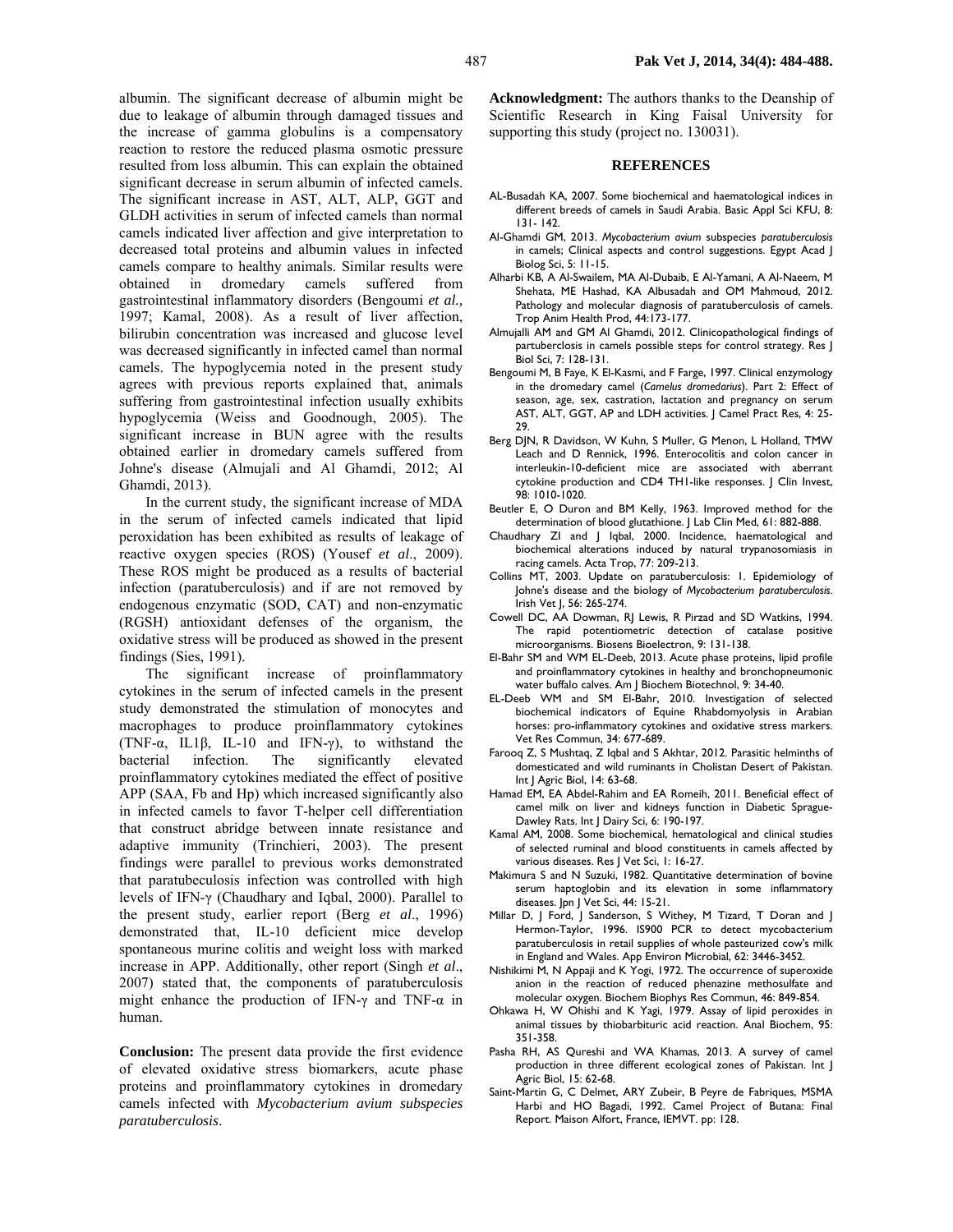albumin. The significant decrease of albumin might be due to leakage of albumin through damaged tissues and the increase of gamma globulins is a compensatory reaction to restore the reduced plasma osmotic pressure resulted from loss albumin. This can explain the obtained significant decrease in serum albumin of infected camels. The significant increase in AST, ALT, ALP, GGT and GLDH activities in serum of infected camels than normal camels indicated liver affection and give interpretation to decreased total proteins and albumin values in infected camels compare to healthy animals. Similar results were obtained in dromedary camels suffered from gastrointestinal inflammatory disorders (Bengoumi *et al.,* 1997; Kamal, 2008). As a result of liver affection, bilirubin concentration was increased and glucose level was decreased significantly in infected camel than normal camels. The hypoglycemia noted in the present study agrees with previous reports explained that, animals suffering from gastrointestinal infection usually exhibits hypoglycemia (Weiss and Goodnough, 2005). The significant increase in BUN agree with the results obtained earlier in dromedary camels suffered from Johne's disease (Almujali and Al Ghamdi, 2012; Al Ghamdi, 2013).

In the current study, the significant increase of MDA in the serum of infected camels indicated that lipid peroxidation has been exhibited as results of leakage of reactive oxygen species (ROS) (Yousef *et al*., 2009). These ROS might be produced as a results of bacterial infection (paratuberculosis) and if are not removed by endogenous enzymatic (SOD, CAT) and non-enzymatic (RGSH) antioxidant defenses of the organism, the oxidative stress will be produced as showed in the present findings (Sies, 1991).

The significant increase of proinflammatory cytokines in the serum of infected camels in the present study demonstrated the stimulation of monocytes and macrophages to produce proinflammatory cytokines (TNF-α, IL1β, IL-10 and IFN-γ), to withstand the bacterial infection. The significantly elevated proinflammatory cytokines mediated the effect of positive APP (SAA, Fb and Hp) which increased significantly also in infected camels to favor T-helper cell differentiation that construct abridge between innate resistance and adaptive immunity (Trinchieri, 2003). The present findings were parallel to previous works demonstrated that paratubeculosis infection was controlled with high levels of IFN-γ (Chaudhary and Iqbal, 2000). Parallel to the present study, earlier report (Berg *et al*., 1996) demonstrated that, IL-10 deficient mice develop spontaneous murine colitis and weight loss with marked increase in APP. Additionally, other report (Singh *et al*., 2007) stated that, the components of paratuberculosis might enhance the production of IFN-γ and TNF-α in human.

**Conclusion:** The present data provide the first evidence of elevated oxidative stress biomarkers, acute phase proteins and proinflammatory cytokines in dromedary camels infected with *Mycobacterium avium subspecies paratuberculosis*.

**Acknowledgment:** The authors thanks to the Deanship of Scientific Research in King Faisal University for supporting this study (project no. 130031).

## REFERENCES

AL-Busadah KA, 2007. Some biochemical and haematological indices in different breeds of camels in Saudi Arabia. Basic Appl Sci KFU, 8: 131- 142.

Al-Ghamdi GM, 2013. *Mycobacterium avium* subspecies *paratuberculosis* in camels; Clinical aspects and control suggestions. Egypt Acad J Biolog Sci, 5: 11-15.

Alharbi KB, A Al-Swailem, MA Al-Dubaib, E Al-Yamani, A Al-Naeem, M Shehata, ME Hashad, KA Albusadah and OM Mahmoud, 2012. Pathology and molecular diagnosis of paratuberculosis of camels. Trop Anim Health Prod, 44:173-177.

Almujalli AM and GM Al Ghamdi, 2012. Clinicopathological findings of partuberclosis in camels possible steps for control strategy. Res J Biol Sci, 7: 128-131.

Bengoumi M, B Faye, K El-Kasmi, and F Farge, 1997. Clinical enzymology in the dromedary camel (*Camelus dromedarius*). Part 2: Effect of season, age, sex, castration, lactation and pregnancy on serum AST, ALT, GGT, AP and LDH activities. J Camel Pract Res, 4: 25-29.

Berg DJN, R Davidson, W Kuhn, S Muller, G Menon, L Holland, TMW Leach and D Rennick, 1996. Enterocolitis and colon cancer in interleukin-10-deficient mice are associated with aberrant cytokine production and CD4 TH1-like responses. J Clin Invest, 98: 1010-1020.

Beutler E, O Duron and BM Kelly, 1963. Improved method for the determination of blood glutathione. J Lab Clin Med, 61: 882-888.

Chaudhary ZI and J Iqbal, 2000. Incidence, haematological and biochemical alterations induced by natural trypanosomiasis in racing camels. Acta Trop, 77: 209-213.

Collins MT, 2003. Update on paratuberculosis: 1. Epidemiology of Johne's disease and the biology of *Mycobacterium paratuberculosis.* Irish Vet J, 56: 265-274.

Cowell DC, AA Dowman, RJ Lewis, R Pirzad and SD Watkins, 1994. The rapid potentiometric detection of catalase positive microorganisms. Biosens Bioelectron, 9: 131-138.

El-Bahr SM and WM EL-Deeb, 2013. Acute phase proteins, lipid profile and proinflammatory cytokines in healthy and bronchopneumonic water buffalo calves. Am J Biochem Biotechnol, 9: 34-40.

EL-Deeb WM and SM El-Bahr, 2010. Investigation of selected biochemical indicators of Equine Rhabdomyolysis in Arabian horses: pro-inflammatory cytokines and oxidative stress markers. Vet Res Commun, 34: 677-689.

Farooq Z, S Mushtaq, Z Iqbal and S Akhtar, 2012. Parasitic helminths of domesticated and wild ruminants in Cholistan Desert of Pakistan. Int J Agric Biol, 14: 63-68.

Hamad EM, EA Abdel-Rahim and EA Romeih, 2011. Beneficial effect of camel milk on liver and kidneys function in Diabetic Sprague-Dawley Rats. Int J Dairy Sci, 6: 190-197.

Kamal AM, 2008. Some biochemical, hematological and clinical studies of selected ruminal and blood constituents in camels affected by various diseases. Res J Vet Sci, 1: 16-27.

Makimura S and N Suzuki, 1982. Quantitative determination of bovine serum haptoglobin and its elevation in some inflammatory diseases. Jpn J Vet Sci, 44: 15-21.

Millar D, J Ford, J Sanderson, S Withey, M Tizard, T Doran and J Hermon-Taylor, 1996. IS900 PCR to detect mycobacterium paratuberculosis in retail supplies of whole pasteurized cow's milk in England and Wales. App Environ Microbial, 62: 3446-3452.

Nishikimi M, N Appaji and K Yogi, 1972. The occurrence of superoxide anion in the reaction of reduced phenazine methosulfate and molecular oxygen. Biochem Biophys Res Commun, 46: 849-854.

Ohkawa H, W Ohishi and K Yagi, 1979. Assay of lipid peroxides in animal tissues by thiobarbituric acid reaction. Anal Biochem, 95: 351-358.

Pasha RH, AS Qureshi and WA Khamas, 2013. A survey of camel production in three different ecological zones of Pakistan. Int J Agric Biol, 15: 62-68.

Saint-Martin G, C Delmet, ARY Zubeir, B Peyre de Fabriques, MSMA Harbi and HO Bagadi, 1992. Camel Project of Butana: Final Report. Maison Alfort, France, IEMVT. pp: 128.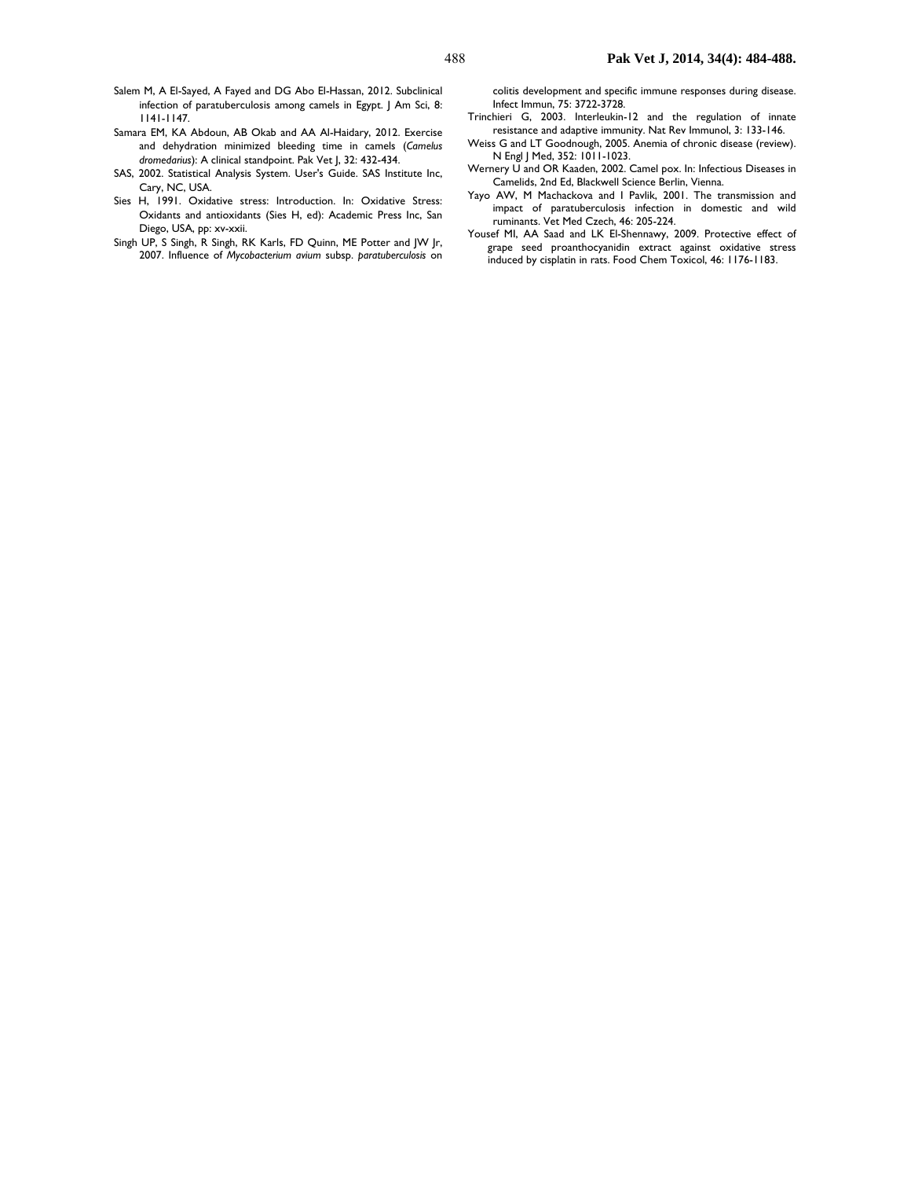Salem M, A El-Sayed, A Fayed and DG Abo El-Hassan, 2012. Subclinical infection of paratuberculosis among camels in Egypt. J Am Sci, 8: 1141-1147.

Samara EM, KA Abdoun, AB Okab and AA Al-Haidary, 2012. Exercise and dehydration minimized bleeding time in camels (*Camelus dromedarius*): A clinical standpoint. Pak Vet J, 32: 432-434.

SAS, 2002. Statistical Analysis System. User's Guide. SAS Institute Inc, Cary, NC, USA.

Sies H, 1991. Oxidative stress: Introduction. In: Oxidative Stress: Oxidants and antioxidants (Sies H, ed): Academic Press Inc, San Diego, USA, pp: xv-xxii.

Singh UP, S Singh, R Singh, RK Karls, FD Quinn, ME Potter and JW Jr, 2007. Influence of *Mycobacterium avium* subsp. *paratuberculosis* on colitis development and specific immune responses during disease. Infect Immun, 75: 3722-3728.

Trinchieri G, 2003. Interleukin-12 and the regulation of innate resistance and adaptive immunity. Nat Rev Immunol, 3: 133-146.

Weiss G and LT Goodnough, 2005. Anemia of chronic disease (review). N Engl J Med, 352: 1011-1023.

Wernery U and OR Kaaden, 2002. Camel pox. In: Infectious Diseases in Camelids, 2nd Ed, Blackwell Science Berlin, Vienna.

Yayo AW, M Machackova and I Pavlik, 2001. The transmission and impact of paratuberculosis infection in domestic and wild ruminants. Vet Med Czech, 46: 205-224.

Yousef MI, AA Saad and LK El-Shennawy, 2009. Protective effect of grape seed proanthocyanidin extract against oxidative stress induced by cisplatin in rats. Food Chem Toxicol, 46: 1176-1183.